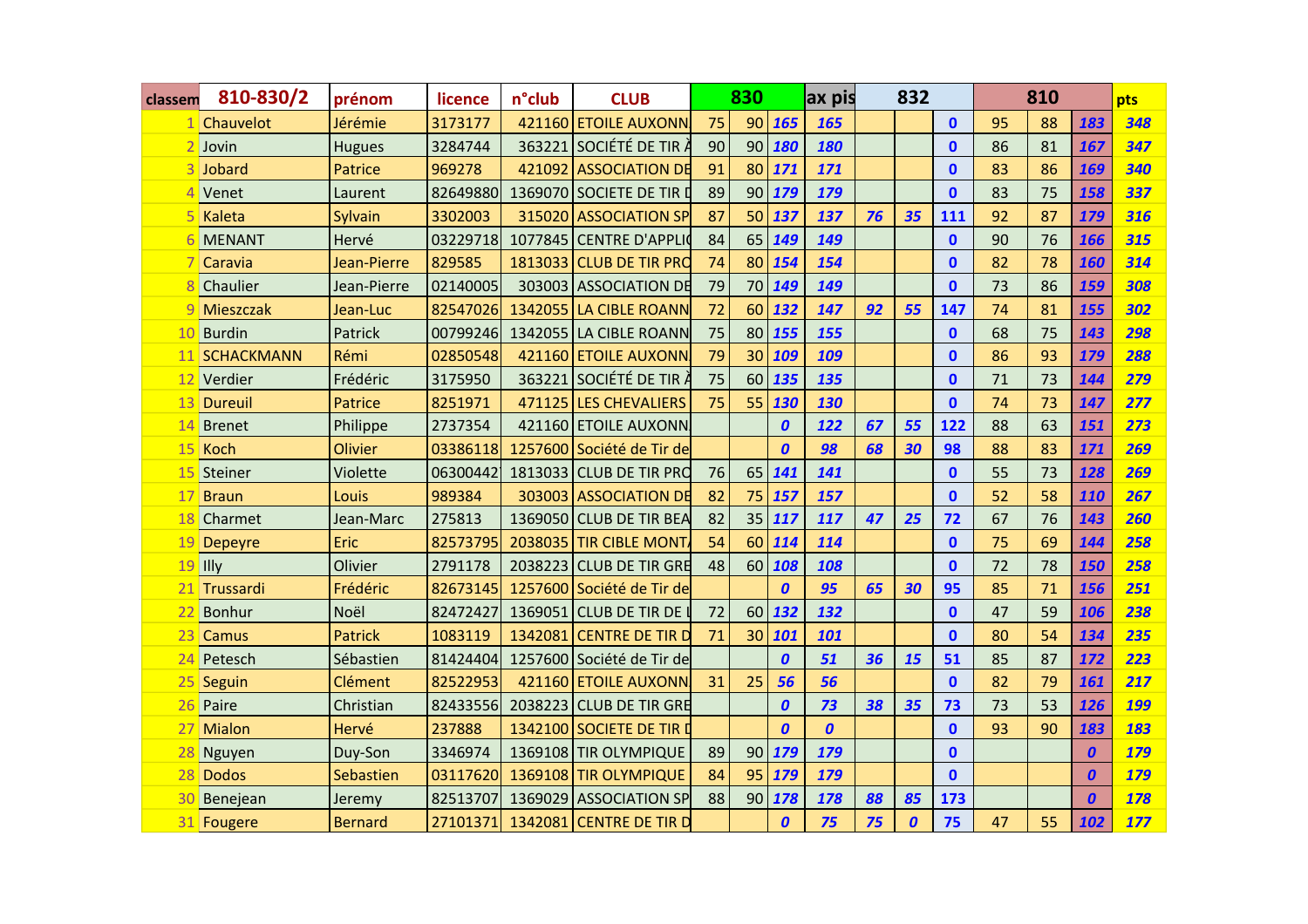| classem | 810-830/2 | prénom | licence | n°club | CLUB | 830 | | | ax pis | 832 | | | 810 | | | pts |
|---|---|---|---|---|---|---|---|---|---|---|---|---|---|---|---|---|
| 1 | Chauvelot | Jérémie | 3173177 | 421160 | ETOILE AUXONN | 75 | 90 | 165 | 165 | | | 0 | 95 | 88 | 183 | 348 |
| 2 | Jovin | Hugues | 3284744 | 363221 | SOCIÉTÉ DE TIR À | 90 | 90 | 180 | 180 | | | 0 | 86 | 81 | 167 | 347 |
| 3 | Jobard | Patrice | 969278 | 421092 | ASSOCIATION DE | 91 | 80 | 171 | 171 | | | 0 | 83 | 86 | 169 | 340 |
| 4 | Venet | Laurent | 82649880 | 1369070 | SOCIETE DE TIR D | 89 | 90 | 179 | 179 | | | 0 | 83 | 75 | 158 | 337 |
| 5 | Kaleta | Sylvain | 3302003 | 315020 | ASSOCIATION SP | 87 | 50 | 137 | 137 | 76 | 35 | 111 | 92 | 87 | 179 | 316 |
| 6 | MENANT | Hervé | 03229718 | 1077845 | CENTRE D'APPLIC | 84 | 65 | 149 | 149 | | | 0 | 90 | 76 | 166 | 315 |
| 7 | Caravia | Jean-Pierre | 829585 | 1813033 | CLUB DE TIR PRO | 74 | 80 | 154 | 154 | | | 0 | 82 | 78 | 160 | 314 |
| 8 | Chaulier | Jean-Pierre | 02140005 | 303003 | ASSOCIATION DE | 79 | 70 | 149 | 149 | | | 0 | 73 | 86 | 159 | 308 |
| 9 | Mieszczak | Jean-Luc | 82547026 | 1342055 | LA CIBLE ROANN | 72 | 60 | 132 | 147 | 92 | 55 | 147 | 74 | 81 | 155 | 302 |
| 10 | Burdin | Patrick | 00799246 | 1342055 | LA CIBLE ROANN | 75 | 80 | 155 | 155 | | | 0 | 68 | 75 | 143 | 298 |
| 11 | SCHACKMANN | Rémi | 02850548 | 421160 | ETOILE AUXONN | 79 | 30 | 109 | 109 | | | 0 | 86 | 93 | 179 | 288 |
| 12 | Verdier | Frédéric | 3175950 | 363221 | SOCIÉTÉ DE TIR À | 75 | 60 | 135 | 135 | | | 0 | 71 | 73 | 144 | 279 |
| 13 | Dureuil | Patrice | 8251971 | 471125 | LES CHEVALIERS | 75 | 55 | 130 | 130 | | | 0 | 74 | 73 | 147 | 277 |
| 14 | Brenet | Philippe | 2737354 | 421160 | ETOILE AUXONN | | | 0 | 122 | 67 | 55 | 122 | 88 | 63 | 151 | 273 |
| 15 | Koch | Olivier | 03386118 | 1257600 | Société de Tir de | | | 0 | 98 | 68 | 30 | 98 | 88 | 83 | 171 | 269 |
| 15 | Steiner | Violette | 06300442 | 1813033 | CLUB DE TIR PRO | 76 | 65 | 141 | 141 | | | 0 | 55 | 73 | 128 | 269 |
| 17 | Braun | Louis | 989384 | 303003 | ASSOCIATION DE | 82 | 75 | 157 | 157 | | | 0 | 52 | 58 | 110 | 267 |
| 18 | Charmet | Jean-Marc | 275813 | 1369050 | CLUB DE TIR BEA | 82 | 35 | 117 | 117 | 47 | 25 | 72 | 67 | 76 | 143 | 260 |
| 19 | Depeyre | Eric | 82573795 | 2038035 | TIR CIBLE MONT | 54 | 60 | 114 | 114 | | | 0 | 75 | 69 | 144 | 258 |
| 19 | Illy | Olivier | 2791178 | 2038223 | CLUB DE TIR GRE | 48 | 60 | 108 | 108 | | | 0 | 72 | 78 | 150 | 258 |
| 21 | Trussardi | Frédéric | 82673145 | 1257600 | Société de Tir de | | | 0 | 95 | 65 | 30 | 95 | 85 | 71 | 156 | 251 |
| 22 | Bonhur | Noël | 82472427 | 1369051 | CLUB DE TIR DE L | 72 | 60 | 132 | 132 | | | 0 | 47 | 59 | 106 | 238 |
| 23 | Camus | Patrick | 1083119 | 1342081 | CENTRE DE TIR D | 71 | 30 | 101 | 101 | | | 0 | 80 | 54 | 134 | 235 |
| 24 | Petesch | Sébastien | 81424404 | 1257600 | Société de Tir de | | | 0 | 51 | 36 | 15 | 51 | 85 | 87 | 172 | 223 |
| 25 | Seguin | Clément | 82522953 | 421160 | ETOILE AUXONN | 31 | 25 | 56 | 56 | | | 0 | 82 | 79 | 161 | 217 |
| 26 | Paire | Christian | 82433556 | 2038223 | CLUB DE TIR GRE | | | 0 | 73 | 38 | 35 | 73 | 73 | 53 | 126 | 199 |
| 27 | Mialon | Hervé | 237888 | 1342100 | SOCIETE DE TIR D | | | 0 | 0 | | | 0 | 93 | 90 | 183 | 183 |
| 28 | Nguyen | Duy-Son | 3346974 | 1369108 | TIR OLYMPIQUE | 89 | 90 | 179 | 179 | | | 0 | | | 0 | 179 |
| 28 | Dodos | Sebastien | 03117620 | 1369108 | TIR OLYMPIQUE | 84 | 95 | 179 | 179 | | | 0 | | | 0 | 179 |
| 30 | Benejean | Jeremy | 82513707 | 1369029 | ASSOCIATION SP | 88 | 90 | 178 | 178 | 88 | 85 | 173 | | | 0 | 178 |
| 31 | Fougere | Bernard | 27101371 | 1342081 | CENTRE DE TIR D | | | 0 | 75 | 75 | 0 | 75 | 47 | 55 | 102 | 177 |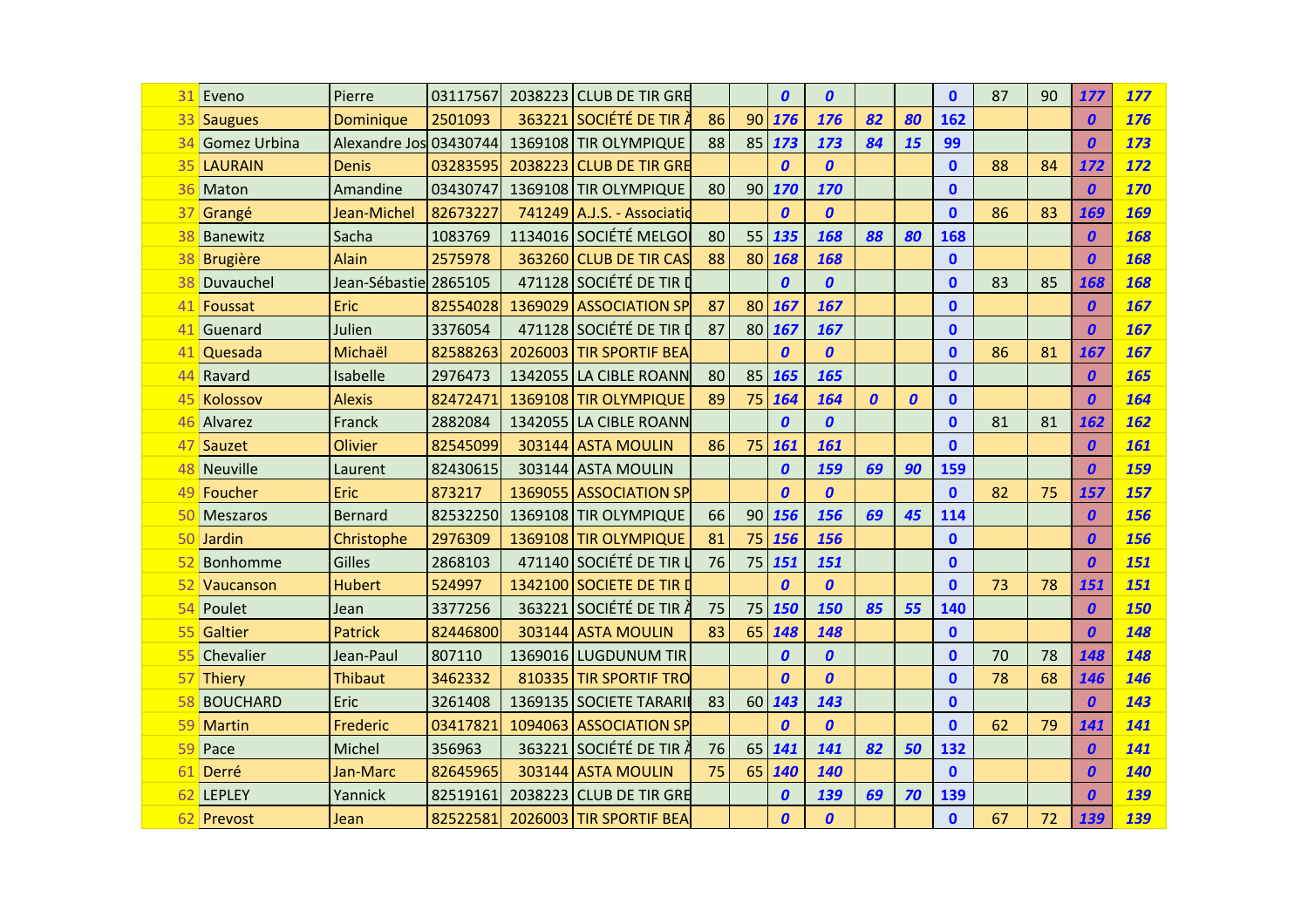| | | | | | | | | | | | | | | | | |
|---|---|---|---|---|---|---|---|---|---|---|---|---|---|---|---|---|
| 31 | Eveno | Pierre | 03117567 | 2038223 | CLUB DE TIR GRE | | | 0 | 0 | | | 0 | 87 | 90 | 177 | 177 |
| 33 | Saugues | Dominique | 2501093 | 363221 | SOCIÉTÉ DE TIR À | 86 | 90 | 176 | 176 | 82 | 80 | 162 | | | 0 | 176 |
| 34 | Gomez Urbina | Alexandre Jos | 03430744 | 1369108 | TIR OLYMPIQUE | 88 | 85 | 173 | 173 | 84 | 15 | 99 | | | 0 | 173 |
| 35 | LAURAIN | Denis | 03283595 | 2038223 | CLUB DE TIR GRE | | | 0 | 0 | | | 0 | 88 | 84 | 172 | 172 |
| 36 | Maton | Amandine | 03430747 | 1369108 | TIR OLYMPIQUE | 80 | 90 | 170 | 170 | | | 0 | | | 0 | 170 |
| 37 | Grangé | Jean-Michel | 82673227 | 741249 | A.J.S. - Associatio | | | 0 | 0 | | | 0 | 86 | 83 | 169 | 169 |
| 38 | Banewitz | Sacha | 1083769 | 1134016 | SOCIÉTÉ MELGO | 80 | 55 | 135 | 168 | 88 | 80 | 168 | | | 0 | 168 |
| 38 | Brugière | Alain | 2575978 | 363260 | CLUB DE TIR CAS | 88 | 80 | 168 | 168 | | | 0 | | | 0 | 168 |
| 38 | Duvauchel | Jean-Sébastie | 2865105 | 471128 | SOCIÉTÉ DE TIR D | | | 0 | 0 | | | 0 | 83 | 85 | 168 | 168 |
| 41 | Foussat | Eric | 82554028 | 1369029 | ASSOCIATION SP | 87 | 80 | 167 | 167 | | | 0 | | | 0 | 167 |
| 41 | Guenard | Julien | 3376054 | 471128 | SOCIÉTÉ DE TIR D | 87 | 80 | 167 | 167 | | | 0 | | | 0 | 167 |
| 41 | Quesada | Michaël | 82588263 | 2026003 | TIR SPORTIF BEA | | | 0 | 0 | | | 0 | 86 | 81 | 167 | 167 |
| 44 | Ravard | Isabelle | 2976473 | 1342055 | LA CIBLE ROANN | 80 | 85 | 165 | 165 | | | 0 | | | 0 | 165 |
| 45 | Kolossov | Alexis | 82472471 | 1369108 | TIR OLYMPIQUE | 89 | 75 | 164 | 164 | 0 | 0 | 0 | | | 0 | 164 |
| 46 | Alvarez | Franck | 2882084 | 1342055 | LA CIBLE ROANN | | | 0 | 0 | | | 0 | 81 | 81 | 162 | 162 |
| 47 | Sauzet | Olivier | 82545099 | 303144 | ASTA MOULIN | 86 | 75 | 161 | 161 | | | 0 | | | 0 | 161 |
| 48 | Neuville | Laurent | 82430615 | 303144 | ASTA MOULIN | | | 0 | 159 | 69 | 90 | 159 | | | 0 | 159 |
| 49 | Foucher | Eric | 873217 | 1369055 | ASSOCIATION SP | | | 0 | 0 | | | 0 | 82 | 75 | 157 | 157 |
| 50 | Meszaros | Bernard | 82532250 | 1369108 | TIR OLYMPIQUE | 66 | 90 | 156 | 156 | 69 | 45 | 114 | | | 0 | 156 |
| 50 | Jardin | Christophe | 2976309 | 1369108 | TIR OLYMPIQUE | 81 | 75 | 156 | 156 | | | 0 | | | 0 | 156 |
| 52 | Bonhomme | Gilles | 2868103 | 471140 | SOCIÉTÉ DE TIR L | 76 | 75 | 151 | 151 | | | 0 | | | 0 | 151 |
| 52 | Vaucanson | Hubert | 524997 | 1342100 | SOCIETE DE TIR D | | | 0 | 0 | | | 0 | 73 | 78 | 151 | 151 |
| 54 | Poulet | Jean | 3377256 | 363221 | SOCIÉTÉ DE TIR À | 75 | 75 | 150 | 150 | 85 | 55 | 140 | | | 0 | 150 |
| 55 | Galtier | Patrick | 82446800 | 303144 | ASTA MOULIN | 83 | 65 | 148 | 148 | | | 0 | | | 0 | 148 |
| 55 | Chevalier | Jean-Paul | 807110 | 1369016 | LUGDUNUM TIR | | | 0 | 0 | | | 0 | 70 | 78 | 148 | 148 |
| 57 | Thiery | Thibaut | 3462332 | 810335 | TIR SPORTIF TRO | | | 0 | 0 | | | 0 | 78 | 68 | 146 | 146 |
| 58 | BOUCHARD | Eric | 3261408 | 1369135 | SOCIETE TARARI | 83 | 60 | 143 | 143 | | | 0 | | | 0 | 143 |
| 59 | Martin | Frederic | 03417821 | 1094063 | ASSOCIATION SP | | | 0 | 0 | | | 0 | 62 | 79 | 141 | 141 |
| 59 | Pace | Michel | 356963 | 363221 | SOCIÉTÉ DE TIR À | 76 | 65 | 141 | 141 | 82 | 50 | 132 | | | 0 | 141 |
| 61 | Derré | Jan-Marc | 82645965 | 303144 | ASTA MOULIN | 75 | 65 | 140 | 140 | | | 0 | | | 0 | 140 |
| 62 | LEPLEY | Yannick | 82519161 | 2038223 | CLUB DE TIR GRE | | | 0 | 139 | 69 | 70 | 139 | | | 0 | 139 |
| 62 | Prevost | Jean | 82522581 | 2026003 | TIR SPORTIF BEA | | | 0 | 0 | | | 0 | 67 | 72 | 139 | 139 |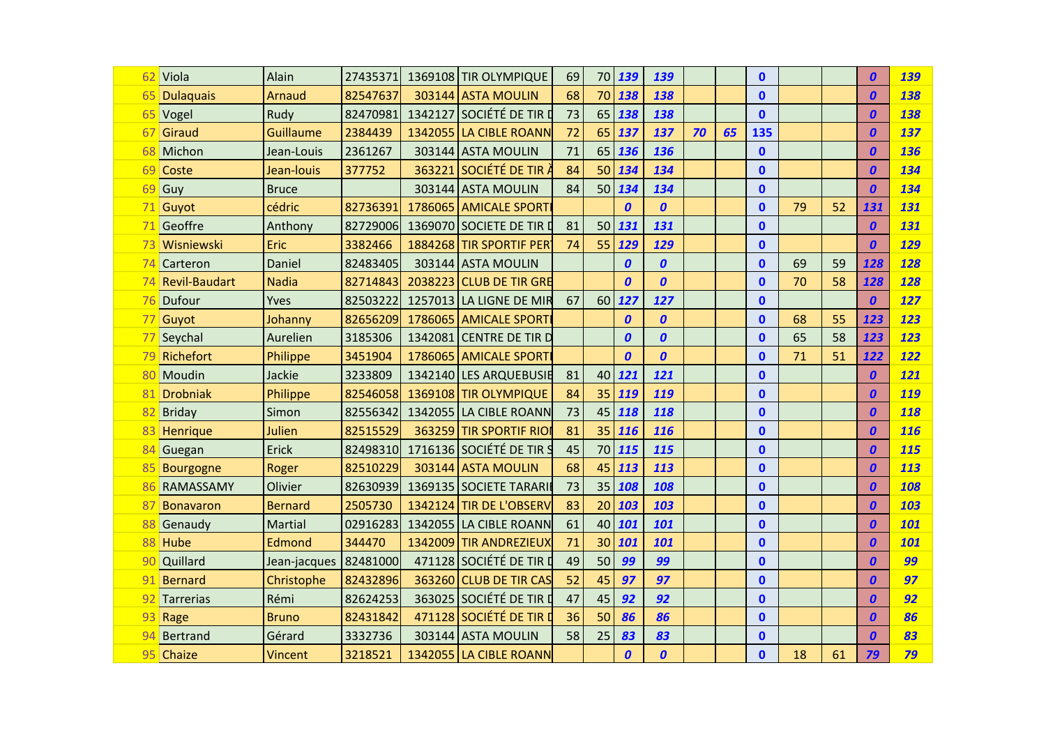| | | | | | | | | | | | | | | | | |
|---|---|---|---|---|---|---|---|---|---|---|---|---|---|---|---|---|
| 62 | Viola | Alain | 27435371 | 1369108 | TIR OLYMPIQUE | 69 | 70 | ***139*** | ***139*** | | | **0** | | | ***0*** | ***139*** |
| 65 | Dulaquais | Arnaud | 82547637 | 303144 | ASTA MOULIN | 68 | 70 | ***138*** | ***138*** | | | **0** | | | ***0*** | ***138*** |
| 65 | Vogel | Rudy | 82470981 | 1342127 | SOCIÉTÉ DE TIR D | 73 | 65 | ***138*** | ***138*** | | | **0** | | | ***0*** | ***138*** |
| 67 | Giraud | Guillaume | 2384439 | 1342055 | LA CIBLE ROANN | 72 | 65 | ***137*** | ***137*** | ***70*** | ***65*** | **135** | | | ***0*** | ***137*** |
| 68 | Michon | Jean-Louis | 2361267 | 303144 | ASTA MOULIN | 71 | 65 | ***136*** | ***136*** | | | **0** | | | ***0*** | ***136*** |
| 69 | Coste | Jean-louis | 377752 | 363221 | SOCIÉTÉ DE TIR À | 84 | 50 | ***134*** | ***134*** | | | **0** | | | ***0*** | ***134*** |
| 69 | Guy | Bruce | | 303144 | ASTA MOULIN | 84 | 50 | ***134*** | ***134*** | | | **0** | | | ***0*** | ***134*** |
| 71 | Guyot | cédric | 82736391 | 1786065 | AMICALE SPORTI | | | ***0*** | ***0*** | | | **0** | 79 | 52 | ***131*** | ***131*** |
| 71 | Geoffre | Anthony | 82729006 | 1369070 | SOCIETE DE TIR D | 81 | 50 | ***131*** | ***131*** | | | **0** | | | ***0*** | ***131*** |
| 73 | Wisniewski | Eric | 3382466 | 1884268 | TIR SPORTIF PER | 74 | 55 | ***129*** | ***129*** | | | **0** | | | ***0*** | ***129*** |
| 74 | Carteron | Daniel | 82483405 | 303144 | ASTA MOULIN | | | ***0*** | ***0*** | | | **0** | 69 | 59 | ***128*** | ***128*** |
| 74 | Revil-Baudart | Nadia | 82714843 | 2038223 | CLUB DE TIR GRE | | | ***0*** | ***0*** | | | **0** | 70 | 58 | ***128*** | ***128*** |
| 76 | Dufour | Yves | 82503222 | 1257013 | LA LIGNE DE MIR | 67 | 60 | ***127*** | ***127*** | | | **0** | | | ***0*** | ***127*** |
| 77 | Guyot | Johanny | 82656209 | 1786065 | AMICALE SPORTI | | | ***0*** | ***0*** | | | **0** | 68 | 55 | ***123*** | ***123*** |
| 77 | Seychal | Aurelien | 3185306 | 1342081 | CENTRE DE TIR D | | | ***0*** | ***0*** | | | **0** | 65 | 58 | ***123*** | ***123*** |
| 79 | Richefort | Philippe | 3451904 | 1786065 | AMICALE SPORTI | | | ***0*** | ***0*** | | | **0** | 71 | 51 | ***122*** | ***122*** |
| 80 | Moudin | Jackie | 3233809 | 1342140 | LES ARQUEBUSIE | 81 | 40 | ***121*** | ***121*** | | | **0** | | | ***0*** | ***121*** |
| 81 | Drobniak | Philippe | 82546058 | 1369108 | TIR OLYMPIQUE | 84 | 35 | ***119*** | ***119*** | | | **0** | | | ***0*** | ***119*** |
| 82 | Briday | Simon | 82556342 | 1342055 | LA CIBLE ROANN | 73 | 45 | ***118*** | ***118*** | | | **0** | | | ***0*** | ***118*** |
| 83 | Henrique | Julien | 82515529 | 363259 | TIR SPORTIF RIO | 81 | 35 | ***116*** | ***116*** | | | **0** | | | ***0*** | ***116*** |
| 84 | Guegan | Erick | 82498310 | 1716136 | SOCIÉTÉ DE TIR S | 45 | 70 | ***115*** | ***115*** | | | **0** | | | ***0*** | ***115*** |
| 85 | Bourgogne | Roger | 82510229 | 303144 | ASTA MOULIN | 68 | 45 | ***113*** | ***113*** | | | **0** | | | ***0*** | ***113*** |
| 86 | RAMASSAMY | Olivier | 82630939 | 1369135 | SOCIETE TARARI | 73 | 35 | ***108*** | ***108*** | | | **0** | | | ***0*** | ***108*** |
| 87 | Bonavaron | Bernard | 2505730 | 1342124 | TIR DE L'OBSERV | 83 | 20 | ***103*** | ***103*** | | | **0** | | | ***0*** | ***103*** |
| 88 | Genaudy | Martial | 02916283 | 1342055 | LA CIBLE ROANN | 61 | 40 | ***101*** | ***101*** | | | **0** | | | ***0*** | ***101*** |
| 88 | Hube | Edmond | 344470 | 1342009 | TIR ANDREZIEUX | 71 | 30 | ***101*** | ***101*** | | | **0** | | | ***0*** | ***101*** |
| 90 | Quillard | Jean-jacques | 82481000 | 471128 | SOCIÉTÉ DE TIR D | 49 | 50 | ***99*** | ***99*** | | | **0** | | | ***0*** | ***99*** |
| 91 | Bernard | Christophe | 82432896 | 363260 | CLUB DE TIR CAS | 52 | 45 | ***97*** | ***97*** | | | **0** | | | ***0*** | ***97*** |
| 92 | Tarrerias | Rémi | 82624253 | 363025 | SOCIÉTÉ DE TIR D | 47 | 45 | ***92*** | ***92*** | | | **0** | | | ***0*** | ***92*** |
| 93 | Rage | Bruno | 82431842 | 471128 | SOCIÉTÉ DE TIR D | 36 | 50 | ***86*** | ***86*** | | | **0** | | | ***0*** | ***86*** |
| 94 | Bertrand | Gérard | 3332736 | 303144 | ASTA MOULIN | 58 | 25 | ***83*** | ***83*** | | | **0** | | | ***0*** | ***83*** |
| 95 | Chaize | Vincent | 3218521 | 1342055 | LA CIBLE ROANN | | | ***0*** | ***0*** | | | **0** | 18 | 61 | ***79*** | ***79*** |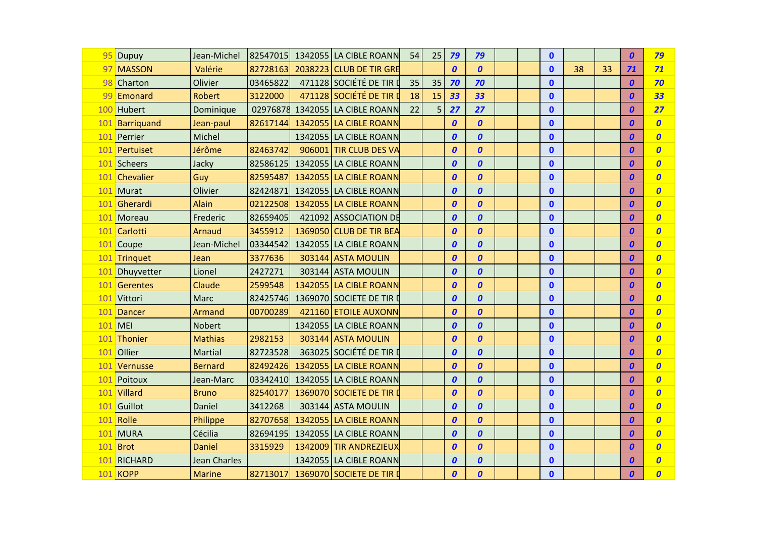| | | | | | | | | | | | | | | | | |
|---|---|---|---|---|---|---|---|---|---|---|---|---|---|---|---|---|
| 95 | Dupuy | Jean-Michel | 82547015 | 1342055 | LA CIBLE ROANN | 54 | 25 | ***79*** | ***79*** | | | **0** | | | ***0*** | ***79*** |
| 97 | MASSON | Valérie | 82728163 | 2038223 | CLUB DE TIR GRE | | | ***0*** | ***0*** | | | **0** | 38 | 33 | ***71*** | ***71*** |
| 98 | Charton | Olivier | 03465822 | 471128 | SOCIÉTÉ DE TIR D | 35 | 35 | ***70*** | ***70*** | | | **0** | | | ***0*** | ***70*** |
| 99 | Emonard | Robert | 3122000 | 471128 | SOCIÉTÉ DE TIR D | 18 | 15 | ***33*** | ***33*** | | | **0** | | | ***0*** | ***33*** |
| 100 | Hubert | Dominique | 02976878 | 1342055 | LA CIBLE ROANN | 22 | 5 | ***27*** | ***27*** | | | **0** | | | ***0*** | ***27*** |
| 101 | Barriquand | Jean-paul | 82617144 | 1342055 | LA CIBLE ROANN | | | ***0*** | ***0*** | | | **0** | | | ***0*** | ***0*** |
| 101 | Perrier | Michel | | 1342055 | LA CIBLE ROANN | | | ***0*** | ***0*** | | | **0** | | | ***0*** | ***0*** |
| 101 | Pertuiset | Jérôme | 82463742 | 906001 | TIR CLUB DES VA | | | ***0*** | ***0*** | | | **0** | | | ***0*** | ***0*** |
| 101 | Scheers | Jacky | 82586125 | 1342055 | LA CIBLE ROANN | | | ***0*** | ***0*** | | | **0** | | | ***0*** | ***0*** |
| 101 | Chevalier | Guy | 82595487 | 1342055 | LA CIBLE ROANN | | | ***0*** | ***0*** | | | **0** | | | ***0*** | ***0*** |
| 101 | Murat | Olivier | 82424871 | 1342055 | LA CIBLE ROANN | | | ***0*** | ***0*** | | | **0** | | | ***0*** | ***0*** |
| 101 | Gherardi | Alain | 02122508 | 1342055 | LA CIBLE ROANN | | | ***0*** | ***0*** | | | **0** | | | ***0*** | ***0*** |
| 101 | Moreau | Frederic | 82659405 | 421092 | ASSOCIATION DE | | | ***0*** | ***0*** | | | **0** | | | ***0*** | ***0*** |
| 101 | Carlotti | Arnaud | 3455912 | 1369050 | CLUB DE TIR BEA | | | ***0*** | ***0*** | | | **0** | | | ***0*** | ***0*** |
| 101 | Coupe | Jean-Michel | 03344542 | 1342055 | LA CIBLE ROANN | | | ***0*** | ***0*** | | | **0** | | | ***0*** | ***0*** |
| 101 | Trinquet | Jean | 3377636 | 303144 | ASTA MOULIN | | | ***0*** | ***0*** | | | **0** | | | ***0*** | ***0*** |
| 101 | Dhuyvetter | Lionel | 2427271 | 303144 | ASTA MOULIN | | | ***0*** | ***0*** | | | **0** | | | ***0*** | ***0*** |
| 101 | Gerentes | Claude | 2599548 | 1342055 | LA CIBLE ROANN | | | ***0*** | ***0*** | | | **0** | | | ***0*** | ***0*** |
| 101 | Vittori | Marc | 82425746 | 1369070 | SOCIETE DE TIR D | | | ***0*** | ***0*** | | | **0** | | | ***0*** | ***0*** |
| 101 | Dancer | Armand | 00700289 | 421160 | ETOILE AUXONN | | | ***0*** | ***0*** | | | **0** | | | ***0*** | ***0*** |
| 101 | MEI | Nobert | | 1342055 | LA CIBLE ROANN | | | ***0*** | ***0*** | | | **0** | | | ***0*** | ***0*** |
| 101 | Thonier | Mathias | 2982153 | 303144 | ASTA MOULIN | | | ***0*** | ***0*** | | | **0** | | | ***0*** | ***0*** |
| 101 | Ollier | Martial | 82723528 | 363025 | SOCIÉTÉ DE TIR D | | | ***0*** | ***0*** | | | **0** | | | ***0*** | ***0*** |
| 101 | Vernusse | Bernard | 82492426 | 1342055 | LA CIBLE ROANN | | | ***0*** | ***0*** | | | **0** | | | ***0*** | ***0*** |
| 101 | Poitoux | Jean-Marc | 03342410 | 1342055 | LA CIBLE ROANN | | | ***0*** | ***0*** | | | **0** | | | ***0*** | ***0*** |
| 101 | Villard | Bruno | 82540177 | 1369070 | SOCIETE DE TIR D | | | ***0*** | ***0*** | | | **0** | | | ***0*** | ***0*** |
| 101 | Guillot | Daniel | 3412268 | 303144 | ASTA MOULIN | | | ***0*** | ***0*** | | | **0** | | | ***0*** | ***0*** |
| 101 | Rolle | Philippe | 82707658 | 1342055 | LA CIBLE ROANN | | | ***0*** | ***0*** | | | **0** | | | ***0*** | ***0*** |
| 101 | MURA | Cécilia | 82694195 | 1342055 | LA CIBLE ROANN | | | ***0*** | ***0*** | | | **0** | | | ***0*** | ***0*** |
| 101 | Brot | Daniel | 3315929 | 1342009 | TIR ANDREZIEUX | | | ***0*** | ***0*** | | | **0** | | | ***0*** | ***0*** |
| 101 | RICHARD | Jean Charles | | 1342055 | LA CIBLE ROANN | | | ***0*** | ***0*** | | | **0** | | | ***0*** | ***0*** |
| 101 | KOPP | Marine | 82713017 | 1369070 | SOCIETE DE TIR D | | | ***0*** | ***0*** | | | **0** | | | ***0*** | ***0*** |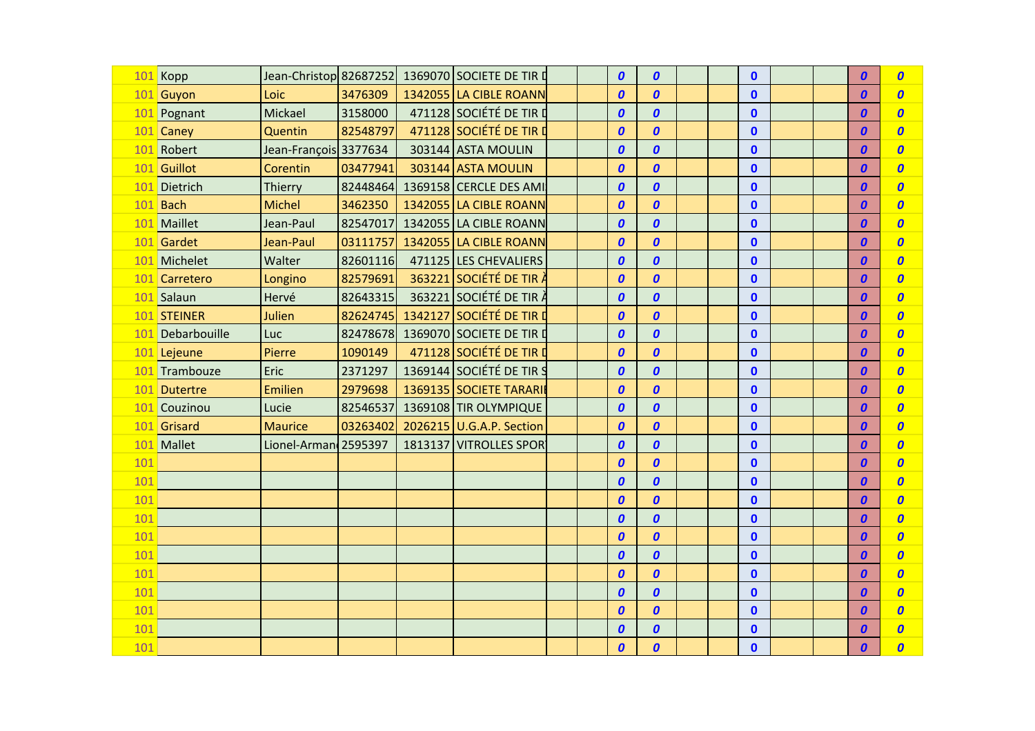| | | | | | | | | | | | | | | | | |
|---|---|---|---|---|---|---|---|---|---|---|---|---|---|---|---|---|
| 101 | Kopp | Jean-Christop | 82687252 | 1369070 | SOCIETE DE TIR D | | | *0* | *0* | | | 0 | | | *0* | *0* |
| 101 | Guyon | Loic | 3476309 | 1342055 | LA CIBLE ROANN | | | *0* | *0* | | | 0 | | | *0* | *0* |
| 101 | Pognant | Mickael | 3158000 | 471128 | SOCIÉTÉ DE TIR D | | | *0* | *0* | | | 0 | | | *0* | *0* |
| 101 | Caney | Quentin | 82548797 | 471128 | SOCIÉTÉ DE TIR D | | | *0* | *0* | | | 0 | | | *0* | *0* |
| 101 | Robert | Jean-François | 3377634 | 303144 | ASTA MOULIN | | | *0* | *0* | | | 0 | | | *0* | *0* |
| 101 | Guillot | Corentin | 03477941 | 303144 | ASTA MOULIN | | | *0* | *0* | | | 0 | | | *0* | *0* |
| 101 | Dietrich | Thierry | 82448464 | 1369158 | CERCLE DES AMI | | | *0* | *0* | | | 0 | | | *0* | *0* |
| 101 | Bach | Michel | 3462350 | 1342055 | LA CIBLE ROANN | | | *0* | *0* | | | 0 | | | *0* | *0* |
| 101 | Maillet | Jean-Paul | 82547017 | 1342055 | LA CIBLE ROANN | | | *0* | *0* | | | 0 | | | *0* | *0* |
| 101 | Gardet | Jean-Paul | 03111757 | 1342055 | LA CIBLE ROANN | | | *0* | *0* | | | 0 | | | *0* | *0* |
| 101 | Michelet | Walter | 82601116 | 471125 | LES CHEVALIERS | | | *0* | *0* | | | 0 | | | *0* | *0* |
| 101 | Carretero | Longino | 82579691 | 363221 | SOCIÉTÉ DE TIR À | | | *0* | *0* | | | 0 | | | *0* | *0* |
| 101 | Salaun | Hervé | 82643315 | 363221 | SOCIÉTÉ DE TIR À | | | *0* | *0* | | | 0 | | | *0* | *0* |
| 101 | STEINER | Julien | 82624745 | 1342127 | SOCIÉTÉ DE TIR D | | | *0* | *0* | | | 0 | | | *0* | *0* |
| 101 | Debarbouille | Luc | 82478678 | 1369070 | SOCIETE DE TIR D | | | *0* | *0* | | | 0 | | | *0* | *0* |
| 101 | Lejeune | Pierre | 1090149 | 471128 | SOCIÉTÉ DE TIR D | | | *0* | *0* | | | 0 | | | *0* | *0* |
| 101 | Trambouze | Eric | 2371297 | 1369144 | SOCIÉTÉ DE TIR S | | | *0* | *0* | | | 0 | | | *0* | *0* |
| 101 | Dutertre | Emilien | 2979698 | 1369135 | SOCIETE TARARI | | | *0* | *0* | | | 0 | | | *0* | *0* |
| 101 | Couzinou | Lucie | 82546537 | 1369108 | TIR OLYMPIQUE | | | *0* | *0* | | | 0 | | | *0* | *0* |
| 101 | Grisard | Maurice | 03263402 | 2026215 | U.G.A.P. Section | | | *0* | *0* | | | 0 | | | *0* | *0* |
| 101 | Mallet | Lionel-Armand | 2595397 | 1813137 | VITROLLES SPOR | | | *0* | *0* | | | 0 | | | *0* | *0* |
| 101 | | | | | | | | *0* | *0* | | | 0 | | | *0* | *0* |
| 101 | | | | | | | | *0* | *0* | | | 0 | | | *0* | *0* |
| 101 | | | | | | | | *0* | *0* | | | 0 | | | *0* | *0* |
| 101 | | | | | | | | *0* | *0* | | | 0 | | | *0* | *0* |
| 101 | | | | | | | | *0* | *0* | | | 0 | | | *0* | *0* |
| 101 | | | | | | | | *0* | *0* | | | 0 | | | *0* | *0* |
| 101 | | | | | | | | *0* | *0* | | | 0 | | | *0* | *0* |
| 101 | | | | | | | | *0* | *0* | | | 0 | | | *0* | *0* |
| 101 | | | | | | | | *0* | *0* | | | 0 | | | *0* | *0* |
| 101 | | | | | | | | *0* | *0* | | | 0 | | | *0* | *0* |
| 101 | | | | | | | | *0* | *0* | | | 0 | | | *0* | *0* |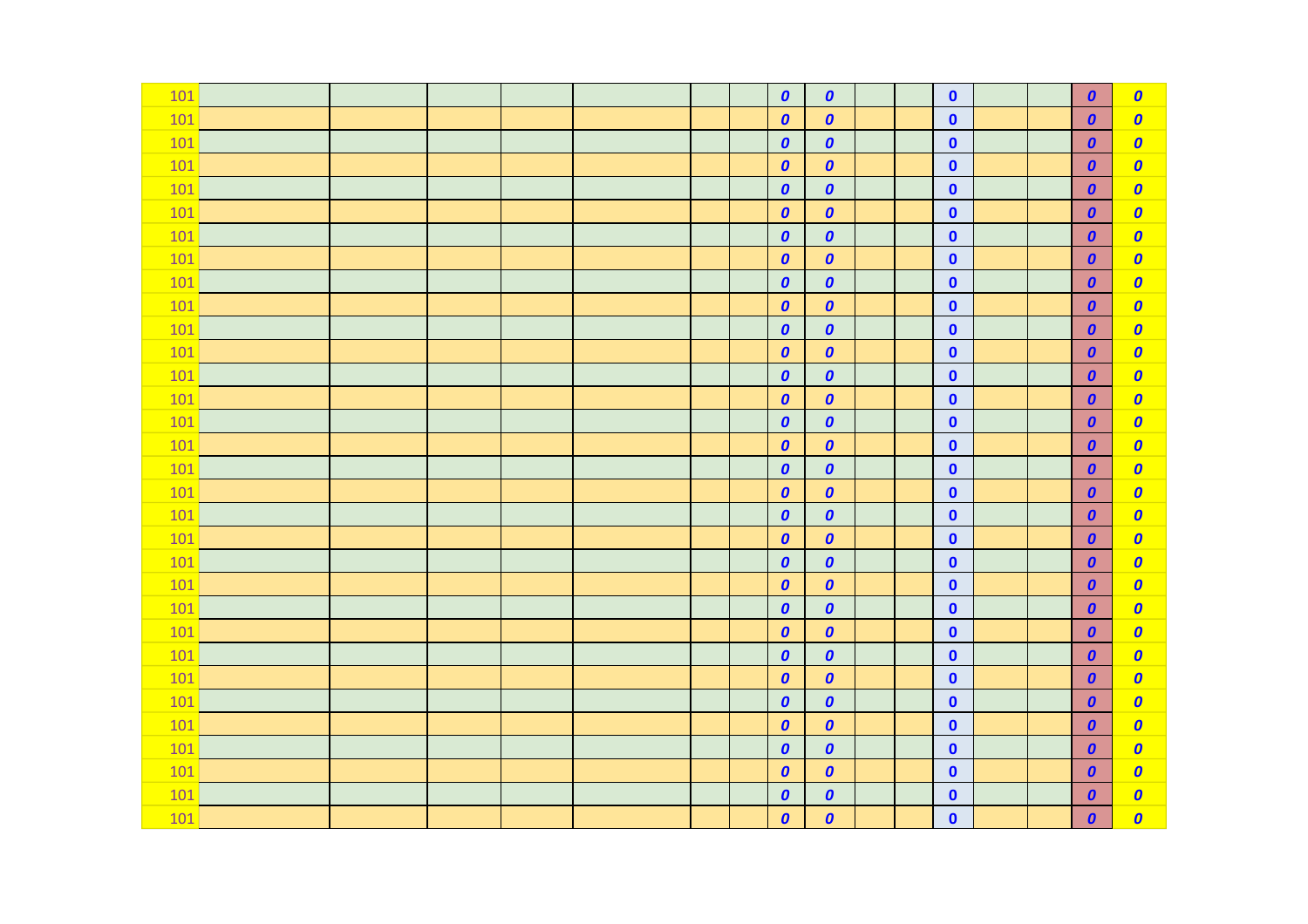| | | | | | | | | | | | | | | | | |
|---|---|---|---|---|---|---|---|---|---|---|---|---|---|---|---|---|
| 101 | | | | | | | | 0 | 0 | | | 0 | | | 0 | 0 |
| 101 | | | | | | | | 0 | 0 | | | 0 | | | 0 | 0 |
| 101 | | | | | | | | 0 | 0 | | | 0 | | | 0 | 0 |
| 101 | | | | | | | | 0 | 0 | | | 0 | | | 0 | 0 |
| 101 | | | | | | | | 0 | 0 | | | 0 | | | 0 | 0 |
| 101 | | | | | | | | 0 | 0 | | | 0 | | | 0 | 0 |
| 101 | | | | | | | | 0 | 0 | | | 0 | | | 0 | 0 |
| 101 | | | | | | | | 0 | 0 | | | 0 | | | 0 | 0 |
| 101 | | | | | | | | 0 | 0 | | | 0 | | | 0 | 0 |
| 101 | | | | | | | | 0 | 0 | | | 0 | | | 0 | 0 |
| 101 | | | | | | | | 0 | 0 | | | 0 | | | 0 | 0 |
| 101 | | | | | | | | 0 | 0 | | | 0 | | | 0 | 0 |
| 101 | | | | | | | | 0 | 0 | | | 0 | | | 0 | 0 |
| 101 | | | | | | | | 0 | 0 | | | 0 | | | 0 | 0 |
| 101 | | | | | | | | 0 | 0 | | | 0 | | | 0 | 0 |
| 101 | | | | | | | | 0 | 0 | | | 0 | | | 0 | 0 |
| 101 | | | | | | | | 0 | 0 | | | 0 | | | 0 | 0 |
| 101 | | | | | | | | 0 | 0 | | | 0 | | | 0 | 0 |
| 101 | | | | | | | | 0 | 0 | | | 0 | | | 0 | 0 |
| 101 | | | | | | | | 0 | 0 | | | 0 | | | 0 | 0 |
| 101 | | | | | | | | 0 | 0 | | | 0 | | | 0 | 0 |
| 101 | | | | | | | | 0 | 0 | | | 0 | | | 0 | 0 |
| 101 | | | | | | | | 0 | 0 | | | 0 | | | 0 | 0 |
| 101 | | | | | | | | 0 | 0 | | | 0 | | | 0 | 0 |
| 101 | | | | | | | | 0 | 0 | | | 0 | | | 0 | 0 |
| 101 | | | | | | | | 0 | 0 | | | 0 | | | 0 | 0 |
| 101 | | | | | | | | 0 | 0 | | | 0 | | | 0 | 0 |
| 101 | | | | | | | | 0 | 0 | | | 0 | | | 0 | 0 |
| 101 | | | | | | | | 0 | 0 | | | 0 | | | 0 | 0 |
| 101 | | | | | | | | 0 | 0 | | | 0 | | | 0 | 0 |
| 101 | | | | | | | | 0 | 0 | | | 0 | | | 0 | 0 |
| 101 | | | | | | | | 0 | 0 | | | 0 | | | 0 | 0 |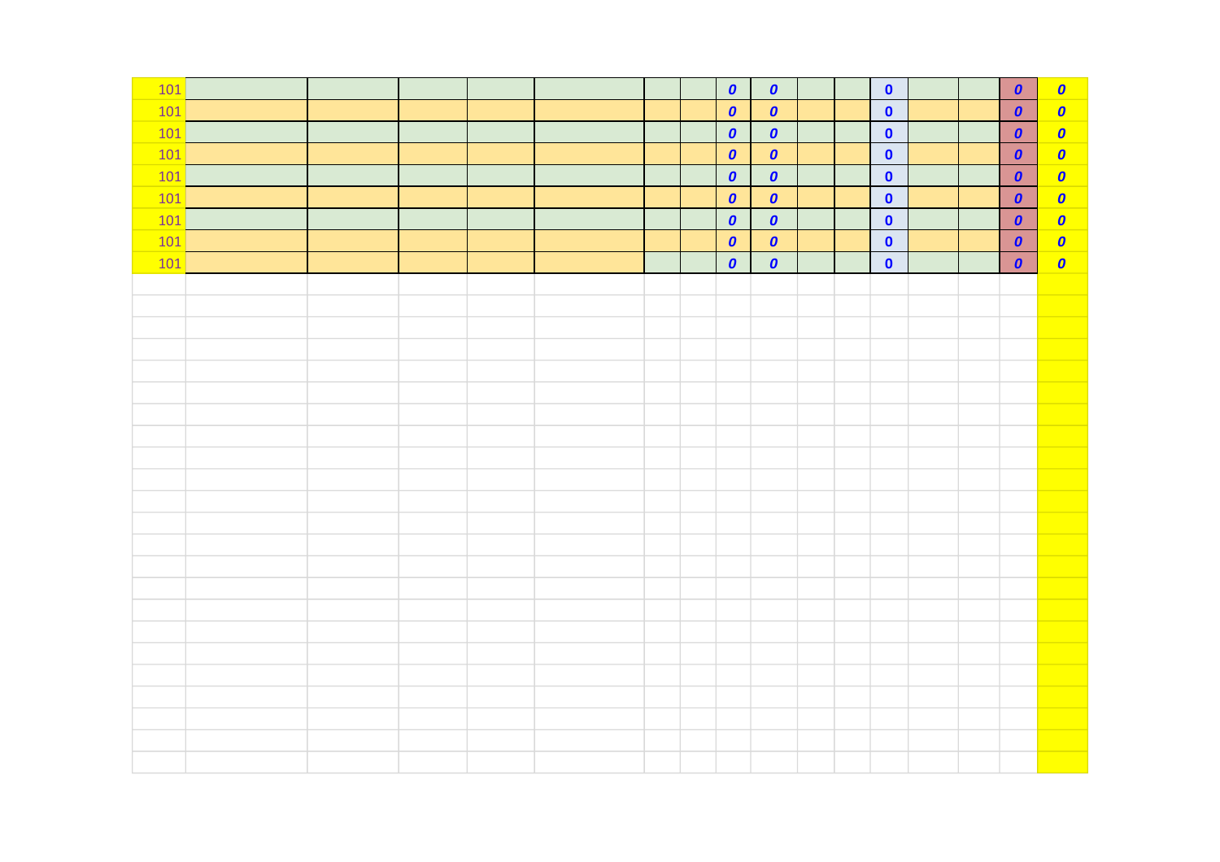| | | | | | | | | | | | | | | | | |
|---|---|---|---|---|---|---|---|---|---|---|---|---|---|---|---|---|
| 101 | | | | | | | | *0* | *0* | | | 0 | | | *0* | *0* |
| 101 | | | | | | | | *0* | *0* | | | 0 | | | *0* | *0* |
| 101 | | | | | | | | *0* | *0* | | | 0 | | | *0* | *0* |
| 101 | | | | | | | | *0* | *0* | | | 0 | | | *0* | *0* |
| 101 | | | | | | | | *0* | *0* | | | 0 | | | *0* | *0* |
| 101 | | | | | | | | *0* | *0* | | | 0 | | | *0* | *0* |
| 101 | | | | | | | | *0* | *0* | | | 0 | | | *0* | *0* |
| 101 | | | | | | | | *0* | *0* | | | 0 | | | *0* | *0* |
| 101 | | | | | | | | *0* | *0* | | | 0 | | | *0* | *0* |